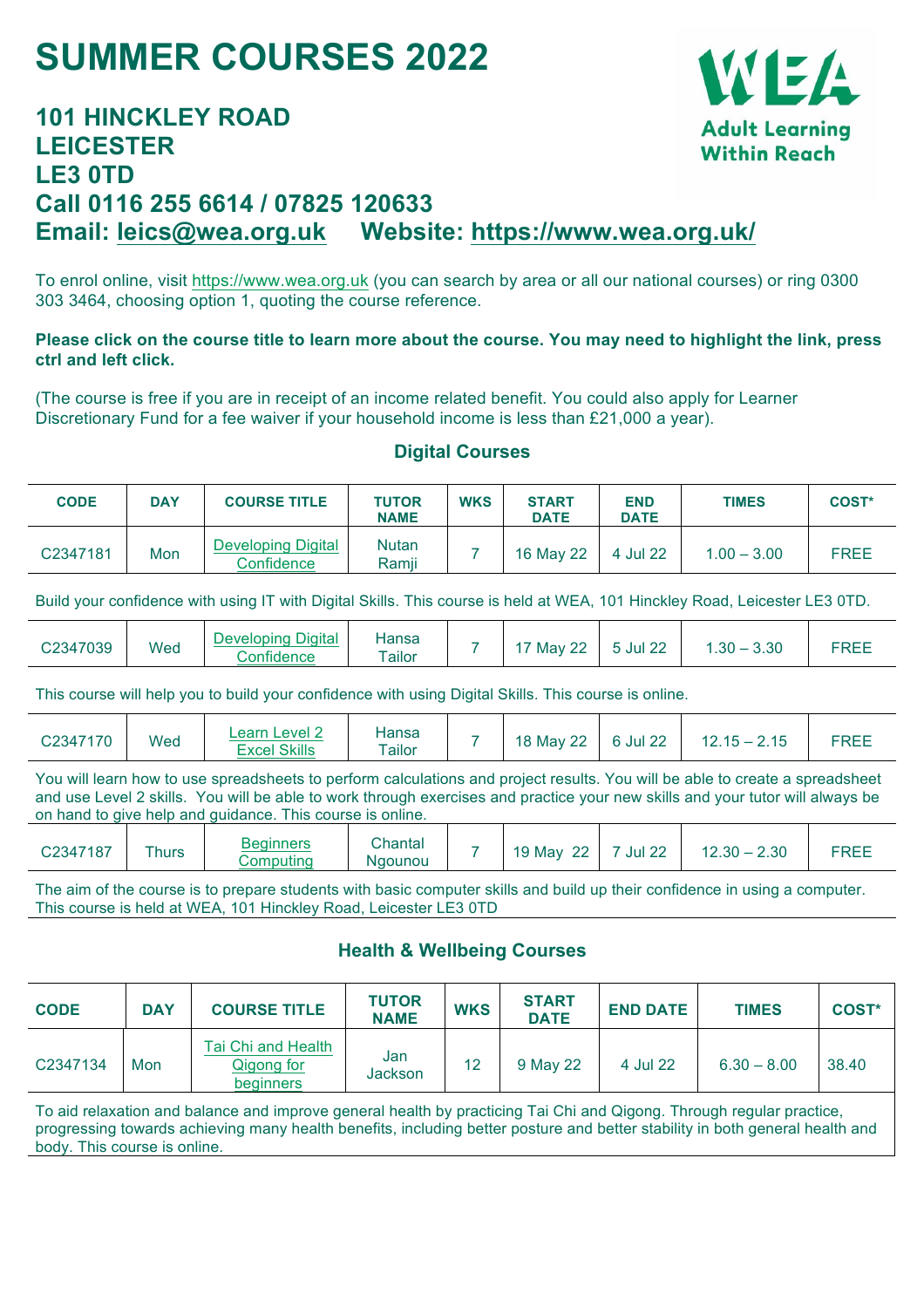# SUMMER COURSES 2022

## 101 HINCKLEY ROAD
## LEICESTER
## LE3 0TD
## Call 0116 255 6614 / 07825 120633
## Email: leics@wea.org.uk Website: https://www.wea.org.uk/

WEA Adult Learning Within Reach

To enrol online, visit https://www.wea.org.uk (you can search by area or all our national courses) or ring 0300 303 3464, choosing option 1, quoting the course reference.

**Please click on the course title to learn more about the course. You may need to highlight the link, press ctrl and left click.**

(The course is free if you are in receipt of an income related benefit. You could also apply for Learner Discretionary Fund for a fee waiver if your household income is less than £21,000 a year).

### Digital Courses

| CODE | DAY | COURSE TITLE | TUTOR NAME | WKS | START DATE | END DATE | TIMES | COST* |
|---|---|---|---|---|---|---|---|---|
| C2347181 | Mon | Developing Digital Confidence | Nutan Ramji | 7 | 16 May 22 | 4 Jul 22 | 1.00 – 3.00 | FREE |
| Build your confidence with using IT with Digital Skills. This course is held at WEA, 101 Hinckley Road, Leicester LE3 0TD. | | | | | | | | |
| C2347039 | Wed | Developing Digital Confidence | Hansa Tailor | 7 | 17 May 22 | 5 Jul 22 | 1.30 – 3.30 | FREE |
| This course will help you to build your confidence with using Digital Skills. This course is online. | | | | | | | | |
| C2347170 | Wed | Learn Level 2 Excel Skills | Hansa Tailor | 7 | 18 May 22 | 6 Jul 22 | 12.15 – 2.15 | FREE |
| You will learn how to use spreadsheets to perform calculations and project results. You will be able to create a spreadsheet and use Level 2 skills. You will be able to work through exercises and practice your new skills and your tutor will always be on hand to give help and guidance. This course is online. | | | | | | | | |
| C2347187 | Thurs | Beginners Computing | Chantal Ngounou | 7 | 19 May 22 | 7 Jul 22 | 12.30 – 2.30 | FREE |
| The aim of the course is to prepare students with basic computer skills and build up their confidence in using a computer. This course is held at WEA, 101 Hinckley Road, Leicester LE3 0TD | | | | | | | | |

### Health & Wellbeing Courses

| CODE | DAY | COURSE TITLE | TUTOR NAME | WKS | START DATE | END DATE | TIMES | COST* |
|---|---|---|---|---|---|---|---|---|
| C2347134 | Mon | Tai Chi and Health Qigong for beginners | Jan Jackson | 12 | 9 May 22 | 4 Jul 22 | 6.30 – 8.00 | 38.40 |
| To aid relaxation and balance and improve general health by practicing Tai Chi and Qigong. Through regular practice, progressing towards achieving many health benefits, including better posture and better stability in both general health and body. This course is online. | | | | | | | | |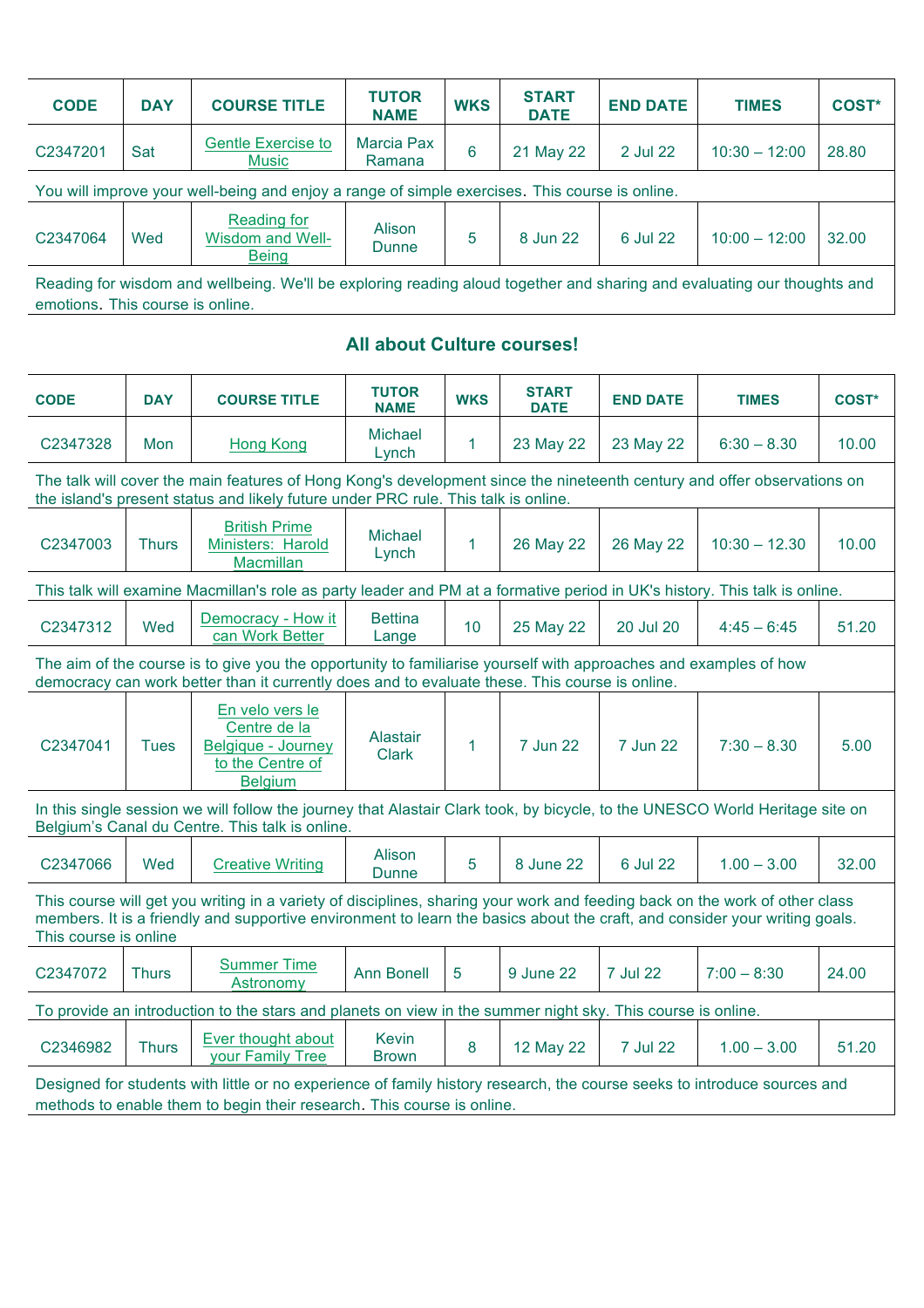| CODE | DAY | COURSE TITLE | TUTOR NAME | WKS | START DATE | END DATE | TIMES | COST* |
|---|---|---|---|---|---|---|---|---|
| C2347201 | Sat | Gentle Exercise to Music | Marcia Pax Ramana | 6 | 21 May 22 | 2 Jul 22 | 10:30 – 12:00 | 28.80 |
| You will improve your well-being and enjoy a range of simple exercises. This course is online. | | | | | | | | |
| C2347064 | Wed | Reading for Wisdom and Well-Being | Alison Dunne | 5 | 8 Jun 22 | 6 Jul 22 | 10:00 – 12:00 | 32.00 |
| Reading for wisdom and wellbeing. We'll be exploring reading aloud together and sharing and evaluating our thoughts and emotions. This course is online. | | | | | | | | |

## All about Culture courses!

| CODE | DAY | COURSE TITLE | TUTOR NAME | WKS | START DATE | END DATE | TIMES | COST* |
|---|---|---|---|---|---|---|---|---|
| C2347328 | Mon | Hong Kong | Michael Lynch | 1 | 23 May 22 | 23 May 22 | 6:30 – 8.30 | 10.00 |
| The talk will cover the main features of Hong Kong's development since the nineteenth century and offer observations on the island's present status and likely future under PRC rule. This talk is online. | | | | | | | | |
| C2347003 | Thurs | British Prime Ministers: Harold Macmillan | Michael Lynch | 1 | 26 May 22 | 26 May 22 | 10:30 – 12.30 | 10.00 |
| This talk will examine Macmillan's role as party leader and PM at a formative period in UK's history. This talk is online. | | | | | | | | |
| C2347312 | Wed | Democracy - How it can Work Better | Bettina Lange | 10 | 25 May 22 | 20 Jul 20 | 4:45 – 6:45 | 51.20 |
| The aim of the course is to give you the opportunity to familiarise yourself with approaches and examples of how democracy can work better than it currently does and to evaluate these. This course is online. | | | | | | | | |
| C2347041 | Tues | En velo vers le Centre de la Belgique - Journey to the Centre of Belgium | Alastair Clark | 1 | 7 Jun 22 | 7 Jun 22 | 7:30 – 8.30 | 5.00 |
| In this single session we will follow the journey that Alastair Clark took, by bicycle, to the UNESCO World Heritage site on Belgium's Canal du Centre. This talk is online. | | | | | | | | |
| C2347066 | Wed | Creative Writing | Alison Dunne | 5 | 8 June 22 | 6 Jul 22 | 1.00 – 3.00 | 32.00 |
| This course will get you writing in a variety of disciplines, sharing your work and feeding back on the work of other class members. It is a friendly and supportive environment to learn the basics about the craft, and consider your writing goals. This course is online | | | | | | | | |
| C2347072 | Thurs | Summer Time Astronomy | Ann Bonell | 5 | 9 June 22 | 7 Jul 22 | 7:00 – 8:30 | 24.00 |
| To provide an introduction to the stars and planets on view in the summer night sky. This course is online. | | | | | | | | |
| C2346982 | Thurs | Ever thought about your Family Tree | Kevin Brown | 8 | 12 May 22 | 7 Jul 22 | 1.00 – 3.00 | 51.20 |
| Designed for students with little or no experience of family history research, the course seeks to introduce sources and methods to enable them to begin their research. This course is online. | | | | | | | | |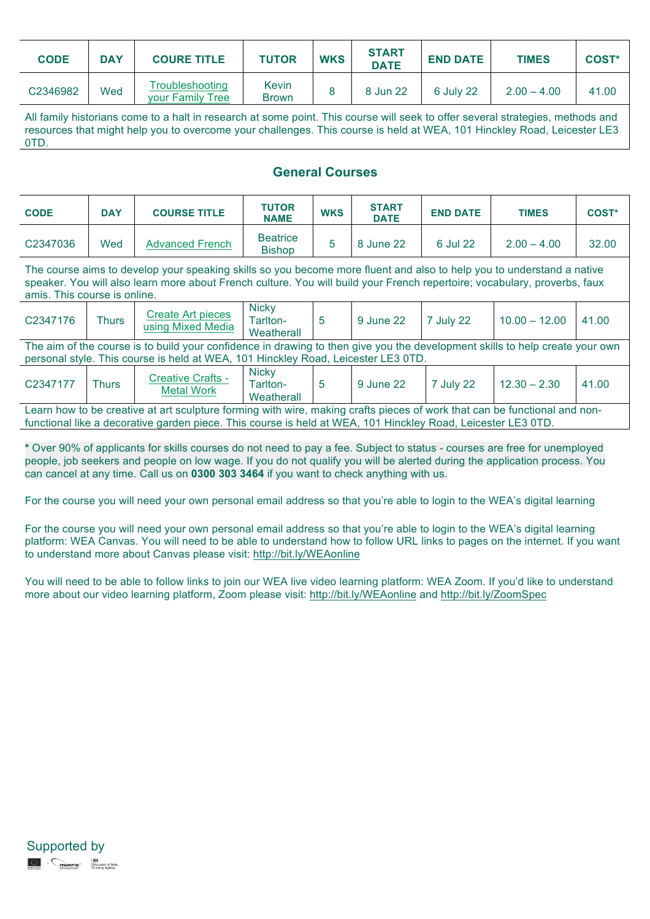| CODE | DAY | COURE TITLE | TUTOR | WKS | START DATE | END DATE | TIMES | COST* |
|---|---|---|---|---|---|---|---|---|
| C2346982 | Wed | Troubleshooting your Family Tree | Kevin Brown | 8 | 8 Jun 22 | 6 July 22 | 2.00 – 4.00 | 41.00 |
| All family historians come to a halt in research at some point. This course will seek to offer several strategies, methods and resources that might help you to overcome your challenges. This course is held at WEA, 101 Hinckley Road, Leicester LE3 0TD. | | | | | | | | |

## General Courses

| CODE | DAY | COURSE TITLE | TUTOR NAME | WKS | START DATE | END DATE | TIMES | COST* |
|---|---|---|---|---|---|---|---|---|
| C2347036 | Wed | Advanced French | Beatrice Bishop | 5 | 8 June 22 | 6 Jul 22 | 2.00 – 4.00 | 32.00 |
| The course aims to develop your speaking skills so you become more fluent and also to help you to understand a native speaker. You will also learn more about French culture. You will build your French repertoire; vocabulary, proverbs, faux amis. This course is online. | | | | | | | | |
| C2347176 | Thurs | Create Art pieces using Mixed Media | Nicky Tarlton-Weatherall | 5 | 9 June 22 | 7 July 22 | 10.00 – 12.00 | 41.00 |
| The aim of the course is to build your confidence in drawing to then give you the development skills to help create your own personal style. This course is held at WEA, 101 Hinckley Road, Leicester LE3 0TD. | | | | | | | | |
| C2347177 | Thurs | Creative Crafts - Metal Work | Nicky Tarlton-Weatherall | 5 | 9 June 22 | 7 July 22 | 12.30 – 2.30 | 41.00 |
| Learn how to be creative at art sculpture forming with wire, making crafts pieces of work that can be functional and non-functional like a decorative garden piece. This course is held at WEA, 101 Hinckley Road, Leicester LE3 0TD. | | | | | | | | |

* Over 90% of applicants for skills courses do not need to pay a fee. Subject to status - courses are free for unemployed people, job seekers and people on low wage. If you do not qualify you will be alerted during the application process. You can cancel at any time. Call us on **0300 303 3464** if you want to check anything with us.

For the course you will need your own personal email address so that you're able to login to the WEA's digital learning

For the course you will need your own personal email address so that you're able to login to the WEA's digital learning platform: WEA Canvas. You will need to be able to understand how to follow URL links to pages on the internet. If you want to understand more about Canvas please visit: http://bit.ly/WEAonline

You will need to be able to follow links to join our WEA live video learning platform: WEA Zoom. If you'd like to understand more about our video learning platform, Zoom please visit: http://bit.ly/WEAonline and http://bit.ly/ZoomSpec

Supported by